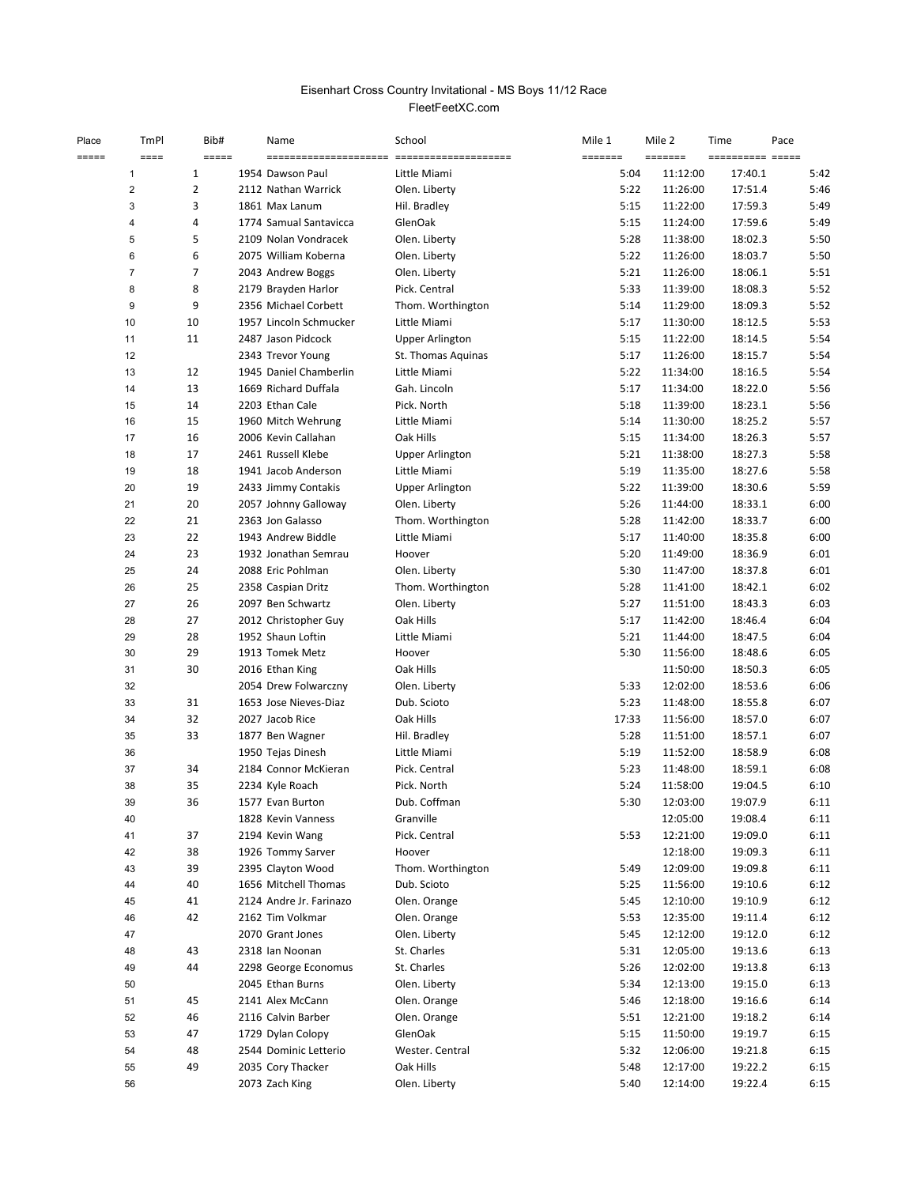# Eisenhart Cross Country Invitational - MS Boys 11/12 Race

FleetFeetXC.com

| Place | TmPl | Bib# | Name | School | Mile 1 | Mile 2 | Time | Pace |
|---|---|---|---|---|---|---|---|---|
| 1 | 1 | 1954 | Dawson Paul | Little Miami | 5:04 | 11:12:00 | 17:40.1 | 5:42 |
| 2 | 2 | 2112 | Nathan Warrick | Olen. Liberty | 5:22 | 11:26:00 | 17:51.4 | 5:46 |
| 3 | 3 | 1861 | Max Lanum | Hil. Bradley | 5:15 | 11:22:00 | 17:59.3 | 5:49 |
| 4 | 4 | 1774 | Samual Santavicca | GlenOak | 5:15 | 11:24:00 | 17:59.6 | 5:49 |
| 5 | 5 | 2109 | Nolan Vondracek | Olen. Liberty | 5:28 | 11:38:00 | 18:02.3 | 5:50 |
| 6 | 6 | 2075 | William Koberna | Olen. Liberty | 5:22 | 11:26:00 | 18:03.7 | 5:50 |
| 7 | 7 | 2043 | Andrew Boggs | Olen. Liberty | 5:21 | 11:26:00 | 18:06.1 | 5:51 |
| 8 | 8 | 2179 | Brayden Harlor | Pick. Central | 5:33 | 11:39:00 | 18:08.3 | 5:52 |
| 9 | 9 | 2356 | Michael Corbett | Thom. Worthington | 5:14 | 11:29:00 | 18:09.3 | 5:52 |
| 10 | 10 | 1957 | Lincoln Schmucker | Little Miami | 5:17 | 11:30:00 | 18:12.5 | 5:53 |
| 11 | 11 | 2487 | Jason Pidcock | Upper Arlington | 5:15 | 11:22:00 | 18:14.5 | 5:54 |
| 12 | | 2343 | Trevor Young | St. Thomas Aquinas | 5:17 | 11:26:00 | 18:15.7 | 5:54 |
| 13 | 12 | 1945 | Daniel Chamberlin | Little Miami | 5:22 | 11:34:00 | 18:16.5 | 5:54 |
| 14 | 13 | 1669 | Richard Duffala | Gah. Lincoln | 5:17 | 11:34:00 | 18:22.0 | 5:56 |
| 15 | 14 | 2203 | Ethan Cale | Pick. North | 5:18 | 11:39:00 | 18:23.1 | 5:56 |
| 16 | 15 | 1960 | Mitch Wehrung | Little Miami | 5:14 | 11:30:00 | 18:25.2 | 5:57 |
| 17 | 16 | 2006 | Kevin Callahan | Oak Hills | 5:15 | 11:34:00 | 18:26.3 | 5:57 |
| 18 | 17 | 2461 | Russell Klebe | Upper Arlington | 5:21 | 11:38:00 | 18:27.3 | 5:58 |
| 19 | 18 | 1941 | Jacob Anderson | Little Miami | 5:19 | 11:35:00 | 18:27.6 | 5:58 |
| 20 | 19 | 2433 | Jimmy Contakis | Upper Arlington | 5:22 | 11:39:00 | 18:30.6 | 5:59 |
| 21 | 20 | 2057 | Johnny Galloway | Olen. Liberty | 5:26 | 11:44:00 | 18:33.1 | 6:00 |
| 22 | 21 | 2363 | Jon Galasso | Thom. Worthington | 5:28 | 11:42:00 | 18:33.7 | 6:00 |
| 23 | 22 | 1943 | Andrew Biddle | Little Miami | 5:17 | 11:40:00 | 18:35.8 | 6:00 |
| 24 | 23 | 1932 | Jonathan Semrau | Hoover | 5:20 | 11:49:00 | 18:36.9 | 6:01 |
| 25 | 24 | 2088 | Eric Pohlman | Olen. Liberty | 5:30 | 11:47:00 | 18:37.8 | 6:01 |
| 26 | 25 | 2358 | Caspian Dritz | Thom. Worthington | 5:28 | 11:41:00 | 18:42.1 | 6:02 |
| 27 | 26 | 2097 | Ben Schwartz | Olen. Liberty | 5:27 | 11:51:00 | 18:43.3 | 6:03 |
| 28 | 27 | 2012 | Christopher Guy | Oak Hills | 5:17 | 11:42:00 | 18:46.4 | 6:04 |
| 29 | 28 | 1952 | Shaun Loftin | Little Miami | 5:21 | 11:44:00 | 18:47.5 | 6:04 |
| 30 | 29 | 1913 | Tomek Metz | Hoover | 5:30 | 11:56:00 | 18:48.6 | 6:05 |
| 31 | 30 | 2016 | Ethan King | Oak Hills | | 11:50:00 | 18:50.3 | 6:05 |
| 32 | | 2054 | Drew Folwarczny | Olen. Liberty | 5:33 | 12:02:00 | 18:53.6 | 6:06 |
| 33 | 31 | 1653 | Jose Nieves-Diaz | Dub. Scioto | 5:23 | 11:48:00 | 18:55.8 | 6:07 |
| 34 | 32 | 2027 | Jacob Rice | Oak Hills | 17:33 | 11:56:00 | 18:57.0 | 6:07 |
| 35 | 33 | 1877 | Ben Wagner | Hil. Bradley | 5:28 | 11:51:00 | 18:57.1 | 6:07 |
| 36 | | 1950 | Tejas Dinesh | Little Miami | 5:19 | 11:52:00 | 18:58.9 | 6:08 |
| 37 | 34 | 2184 | Connor McKieran | Pick. Central | 5:23 | 11:48:00 | 18:59.1 | 6:08 |
| 38 | 35 | 2234 | Kyle Roach | Pick. North | 5:24 | 11:58:00 | 19:04.5 | 6:10 |
| 39 | 36 | 1577 | Evan Burton | Dub. Coffman | 5:30 | 12:03:00 | 19:07.9 | 6:11 |
| 40 | | 1828 | Kevin Vanness | Granville | | 12:05:00 | 19:08.4 | 6:11 |
| 41 | 37 | 2194 | Kevin Wang | Pick. Central | 5:53 | 12:21:00 | 19:09.0 | 6:11 |
| 42 | 38 | 1926 | Tommy Sarver | Hoover | | 12:18:00 | 19:09.3 | 6:11 |
| 43 | 39 | 2395 | Clayton Wood | Thom. Worthington | 5:49 | 12:09:00 | 19:09.8 | 6:11 |
| 44 | 40 | 1656 | Mitchell Thomas | Dub. Scioto | 5:25 | 11:56:00 | 19:10.6 | 6:12 |
| 45 | 41 | 2124 | Andre Jr. Farinazo | Olen. Orange | 5:45 | 12:10:00 | 19:10.9 | 6:12 |
| 46 | 42 | 2162 | Tim Volkmar | Olen. Orange | 5:53 | 12:35:00 | 19:11.4 | 6:12 |
| 47 | | 2070 | Grant Jones | Olen. Liberty | 5:45 | 12:12:00 | 19:12.0 | 6:12 |
| 48 | 43 | 2318 | Ian Noonan | St. Charles | 5:31 | 12:05:00 | 19:13.6 | 6:13 |
| 49 | 44 | 2298 | George Economus | St. Charles | 5:26 | 12:02:00 | 19:13.8 | 6:13 |
| 50 | | 2045 | Ethan Burns | Olen. Liberty | 5:34 | 12:13:00 | 19:15.0 | 6:13 |
| 51 | 45 | 2141 | Alex McCann | Olen. Orange | 5:46 | 12:18:00 | 19:16.6 | 6:14 |
| 52 | 46 | 2116 | Calvin Barber | Olen. Orange | 5:51 | 12:21:00 | 19:18.2 | 6:14 |
| 53 | 47 | 1729 | Dylan Colopy | GlenOak | 5:15 | 11:50:00 | 19:19.7 | 6:15 |
| 54 | 48 | 2544 | Dominic Letterio | Wester. Central | 5:32 | 12:06:00 | 19:21.8 | 6:15 |
| 55 | 49 | 2035 | Cory Thacker | Oak Hills | 5:48 | 12:17:00 | 19:22.2 | 6:15 |
| 56 | | 2073 | Zach King | Olen. Liberty | 5:40 | 12:14:00 | 19:22.4 | 6:15 |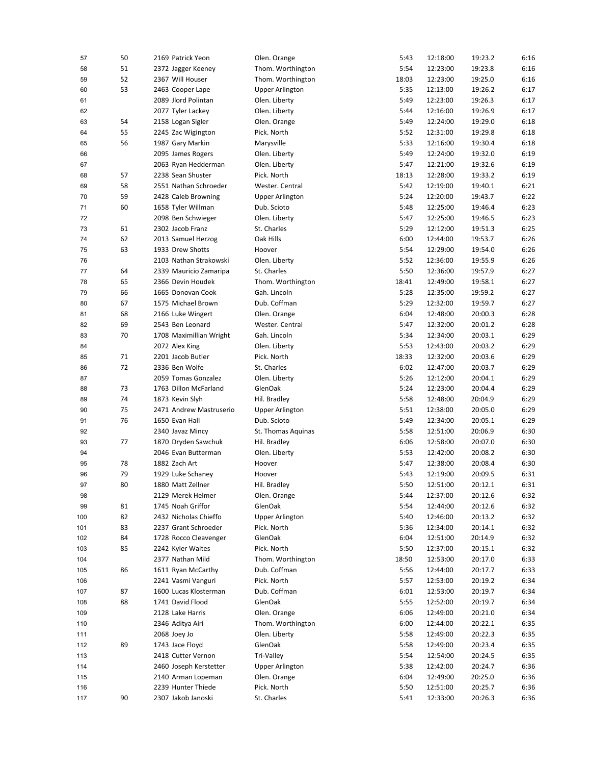| | | | | | | | |
|---|---|---|---|---|---|---|---|
| 57 | 50 | 2169 Patrick Yeon | Olen. Orange | 5:43 | 12:18:00 | 19:23.2 | 6:16 |
| 58 | 51 | 2372 Jagger Keeney | Thom. Worthington | 5:54 | 12:23:00 | 19:23.8 | 6:16 |
| 59 | 52 | 2367 Will Houser | Thom. Worthington | 18:03 | 12:23:00 | 19:25.0 | 6:16 |
| 60 | 53 | 2463 Cooper Lape | Upper Arlington | 5:35 | 12:13:00 | 19:26.2 | 6:17 |
| 61 | | 2089 Jlord Polintan | Olen. Liberty | 5:49 | 12:23:00 | 19:26.3 | 6:17 |
| 62 | | 2077 Tyler Lackey | Olen. Liberty | 5:44 | 12:16:00 | 19:26.9 | 6:17 |
| 63 | 54 | 2158 Logan Sigler | Olen. Orange | 5:49 | 12:24:00 | 19:29.0 | 6:18 |
| 64 | 55 | 2245 Zac Wigington | Pick. North | 5:52 | 12:31:00 | 19:29.8 | 6:18 |
| 65 | 56 | 1987 Gary Markin | Marysville | 5:33 | 12:16:00 | 19:30.4 | 6:18 |
| 66 | | 2095 James Rogers | Olen. Liberty | 5:49 | 12:24:00 | 19:32.0 | 6:19 |
| 67 | | 2063 Ryan Hedderman | Olen. Liberty | 5:47 | 12:21:00 | 19:32.6 | 6:19 |
| 68 | 57 | 2238 Sean Shuster | Pick. North | 18:13 | 12:28:00 | 19:33.2 | 6:19 |
| 69 | 58 | 2551 Nathan Schroeder | Wester. Central | 5:42 | 12:19:00 | 19:40.1 | 6:21 |
| 70 | 59 | 2428 Caleb Browning | Upper Arlington | 5:24 | 12:20:00 | 19:43.7 | 6:22 |
| 71 | 60 | 1658 Tyler Willman | Dub. Scioto | 5:48 | 12:25:00 | 19:46.4 | 6:23 |
| 72 | | 2098 Ben Schwieger | Olen. Liberty | 5:47 | 12:25:00 | 19:46.5 | 6:23 |
| 73 | 61 | 2302 Jacob Franz | St. Charles | 5:29 | 12:12:00 | 19:51.3 | 6:25 |
| 74 | 62 | 2013 Samuel Herzog | Oak Hills | 6:00 | 12:44:00 | 19:53.7 | 6:26 |
| 75 | 63 | 1933 Drew Shotts | Hoover | 5:54 | 12:29:00 | 19:54.0 | 6:26 |
| 76 | | 2103 Nathan Strakowski | Olen. Liberty | 5:52 | 12:36:00 | 19:55.9 | 6:26 |
| 77 | 64 | 2339 Mauricio Zamaripa | St. Charles | 5:50 | 12:36:00 | 19:57.9 | 6:27 |
| 78 | 65 | 2366 Devin Houdek | Thom. Worthington | 18:41 | 12:49:00 | 19:58.1 | 6:27 |
| 79 | 66 | 1665 Donovan Cook | Gah. Lincoln | 5:28 | 12:35:00 | 19:59.2 | 6:27 |
| 80 | 67 | 1575 Michael Brown | Dub. Coffman | 5:29 | 12:32:00 | 19:59.7 | 6:27 |
| 81 | 68 | 2166 Luke Wingert | Olen. Orange | 6:04 | 12:48:00 | 20:00.3 | 6:28 |
| 82 | 69 | 2543 Ben Leonard | Wester. Central | 5:47 | 12:32:00 | 20:01.2 | 6:28 |
| 83 | 70 | 1708 Maximillian Wright | Gah. Lincoln | 5:34 | 12:34:00 | 20:03.1 | 6:29 |
| 84 | | 2072 Alex King | Olen. Liberty | 5:53 | 12:43:00 | 20:03.2 | 6:29 |
| 85 | 71 | 2201 Jacob Butler | Pick. North | 18:33 | 12:32:00 | 20:03.6 | 6:29 |
| 86 | 72 | 2336 Ben Wolfe | St. Charles | 6:02 | 12:47:00 | 20:03.7 | 6:29 |
| 87 | | 2059 Tomas Gonzalez | Olen. Liberty | 5:26 | 12:12:00 | 20:04.1 | 6:29 |
| 88 | 73 | 1763 Dillon McFarland | GlenOak | 5:24 | 12:23:00 | 20:04.4 | 6:29 |
| 89 | 74 | 1873 Kevin Slyh | Hil. Bradley | 5:58 | 12:48:00 | 20:04.9 | 6:29 |
| 90 | 75 | 2471 Andrew Mastruserio | Upper Arlington | 5:51 | 12:38:00 | 20:05.0 | 6:29 |
| 91 | 76 | 1650 Evan Hall | Dub. Scioto | 5:49 | 12:34:00 | 20:05.1 | 6:29 |
| 92 | | 2340 Javaz Mincy | St. Thomas Aquinas | 5:58 | 12:51:00 | 20:06.9 | 6:30 |
| 93 | 77 | 1870 Dryden Sawchuk | Hil. Bradley | 6:06 | 12:58:00 | 20:07.0 | 6:30 |
| 94 | | 2046 Evan Butterman | Olen. Liberty | 5:53 | 12:42:00 | 20:08.2 | 6:30 |
| 95 | 78 | 1882 Zach Art | Hoover | 5:47 | 12:38:00 | 20:08.4 | 6:30 |
| 96 | 79 | 1929 Luke Schaney | Hoover | 5:43 | 12:19:00 | 20:09.5 | 6:31 |
| 97 | 80 | 1880 Matt Zellner | Hil. Bradley | 5:50 | 12:51:00 | 20:12.1 | 6:31 |
| 98 | | 2129 Merek Helmer | Olen. Orange | 5:44 | 12:37:00 | 20:12.6 | 6:32 |
| 99 | 81 | 1745 Noah Griffor | GlenOak | 5:54 | 12:44:00 | 20:12.6 | 6:32 |
| 100 | 82 | 2432 Nicholas Chieffo | Upper Arlington | 5:40 | 12:46:00 | 20:13.2 | 6:32 |
| 101 | 83 | 2237 Grant Schroeder | Pick. North | 5:36 | 12:34:00 | 20:14.1 | 6:32 |
| 102 | 84 | 1728 Rocco Cleavenger | GlenOak | 6:04 | 12:51:00 | 20:14.9 | 6:32 |
| 103 | 85 | 2242 Kyler Waites | Pick. North | 5:50 | 12:37:00 | 20:15.1 | 6:32 |
| 104 | | 2377 Nathan Mild | Thom. Worthington | 18:50 | 12:53:00 | 20:17.0 | 6:33 |
| 105 | 86 | 1611 Ryan McCarthy | Dub. Coffman | 5:56 | 12:44:00 | 20:17.7 | 6:33 |
| 106 | | 2241 Vasmi Vanguri | Pick. North | 5:57 | 12:53:00 | 20:19.2 | 6:34 |
| 107 | 87 | 1600 Lucas Klosterman | Dub. Coffman | 6:01 | 12:53:00 | 20:19.7 | 6:34 |
| 108 | 88 | 1741 David Flood | GlenOak | 5:55 | 12:52:00 | 20:19.7 | 6:34 |
| 109 | | 2128 Lake Harris | Olen. Orange | 6:06 | 12:49:00 | 20:21.0 | 6:34 |
| 110 | | 2346 Aditya Airi | Thom. Worthington | 6:00 | 12:44:00 | 20:22.1 | 6:35 |
| 111 | | 2068 Joey Jo | Olen. Liberty | 5:58 | 12:49:00 | 20:22.3 | 6:35 |
| 112 | 89 | 1743 Jace Floyd | GlenOak | 5:58 | 12:49:00 | 20:23.4 | 6:35 |
| 113 | | 2418 Cutter Vernon | Tri-Valley | 5:54 | 12:54:00 | 20:24.5 | 6:35 |
| 114 | | 2460 Joseph Kerstetter | Upper Arlington | 5:38 | 12:42:00 | 20:24.7 | 6:36 |
| 115 | | 2140 Arman Lopeman | Olen. Orange | 6:04 | 12:49:00 | 20:25.0 | 6:36 |
| 116 | | 2239 Hunter Thiede | Pick. North | 5:50 | 12:51:00 | 20:25.7 | 6:36 |
| 117 | 90 | 2307 Jakob Janoski | St. Charles | 5:41 | 12:33:00 | 20:26.3 | 6:36 |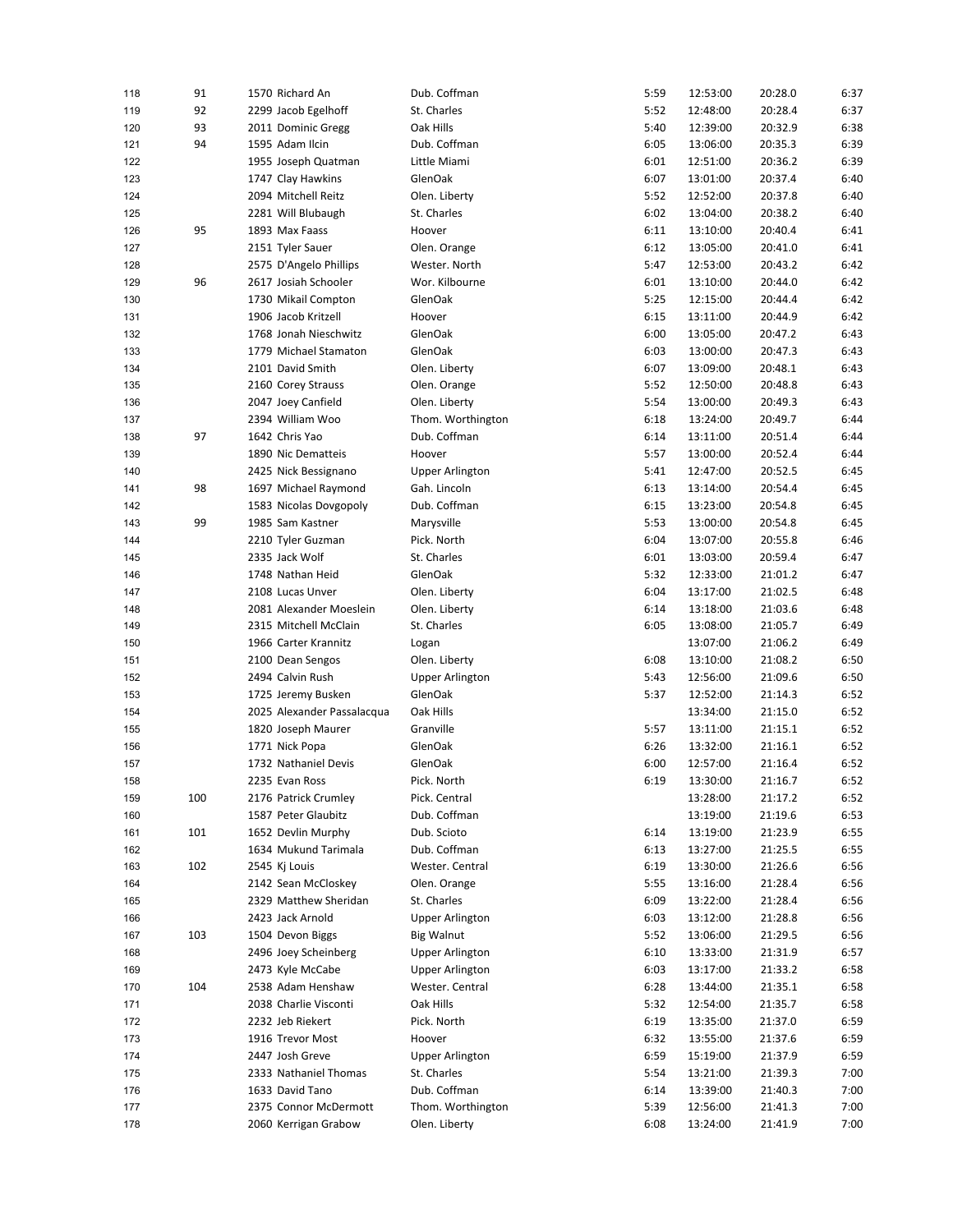| | | | | | | | |
|---|---|---|---|---|---|---|---|
| 118 | 91 | 1570 Richard An | Dub. Coffman | 5:59 | 12:53:00 | 20:28.0 | 6:37 |
| 119 | 92 | 2299 Jacob Egelhoff | St. Charles | 5:52 | 12:48:00 | 20:28.4 | 6:37 |
| 120 | 93 | 2011 Dominic Gregg | Oak Hills | 5:40 | 12:39:00 | 20:32.9 | 6:38 |
| 121 | 94 | 1595 Adam Ilcin | Dub. Coffman | 6:05 | 13:06:00 | 20:35.3 | 6:39 |
| 122 | | 1955 Joseph Quatman | Little Miami | 6:01 | 12:51:00 | 20:36.2 | 6:39 |
| 123 | | 1747 Clay Hawkins | GlenOak | 6:07 | 13:01:00 | 20:37.4 | 6:40 |
| 124 | | 2094 Mitchell Reitz | Olen. Liberty | 5:52 | 12:52:00 | 20:37.8 | 6:40 |
| 125 | | 2281 Will Blubaugh | St. Charles | 6:02 | 13:04:00 | 20:38.2 | 6:40 |
| 126 | 95 | 1893 Max Faass | Hoover | 6:11 | 13:10:00 | 20:40.4 | 6:41 |
| 127 | | 2151 Tyler Sauer | Olen. Orange | 6:12 | 13:05:00 | 20:41.0 | 6:41 |
| 128 | | 2575 D'Angelo Phillips | Wester. North | 5:47 | 12:53:00 | 20:43.2 | 6:42 |
| 129 | 96 | 2617 Josiah Schooler | Wor. Kilbourne | 6:01 | 13:10:00 | 20:44.0 | 6:42 |
| 130 | | 1730 Mikail Compton | GlenOak | 5:25 | 12:15:00 | 20:44.4 | 6:42 |
| 131 | | 1906 Jacob Kritzell | Hoover | 6:15 | 13:11:00 | 20:44.9 | 6:42 |
| 132 | | 1768 Jonah Nieschwitz | GlenOak | 6:00 | 13:05:00 | 20:47.2 | 6:43 |
| 133 | | 1779 Michael Stamaton | GlenOak | 6:03 | 13:00:00 | 20:47.3 | 6:43 |
| 134 | | 2101 David Smith | Olen. Liberty | 6:07 | 13:09:00 | 20:48.1 | 6:43 |
| 135 | | 2160 Corey Strauss | Olen. Orange | 5:52 | 12:50:00 | 20:48.8 | 6:43 |
| 136 | | 2047 Joey Canfield | Olen. Liberty | 5:54 | 13:00:00 | 20:49.3 | 6:43 |
| 137 | | 2394 William Woo | Thom. Worthington | 6:18 | 13:24:00 | 20:49.7 | 6:44 |
| 138 | 97 | 1642 Chris Yao | Dub. Coffman | 6:14 | 13:11:00 | 20:51.4 | 6:44 |
| 139 | | 1890 Nic Dematteis | Hoover | 5:57 | 13:00:00 | 20:52.4 | 6:44 |
| 140 | | 2425 Nick Bessignano | Upper Arlington | 5:41 | 12:47:00 | 20:52.5 | 6:45 |
| 141 | 98 | 1697 Michael Raymond | Gah. Lincoln | 6:13 | 13:14:00 | 20:54.4 | 6:45 |
| 142 | | 1583 Nicolas Dovgopoly | Dub. Coffman | 6:15 | 13:23:00 | 20:54.8 | 6:45 |
| 143 | 99 | 1985 Sam Kastner | Marysville | 5:53 | 13:00:00 | 20:54.8 | 6:45 |
| 144 | | 2210 Tyler Guzman | Pick. North | 6:04 | 13:07:00 | 20:55.8 | 6:46 |
| 145 | | 2335 Jack Wolf | St. Charles | 6:01 | 13:03:00 | 20:59.4 | 6:47 |
| 146 | | 1748 Nathan Heid | GlenOak | 5:32 | 12:33:00 | 21:01.2 | 6:47 |
| 147 | | 2108 Lucas Unver | Olen. Liberty | 6:04 | 13:17:00 | 21:02.5 | 6:48 |
| 148 | | 2081 Alexander Moeslein | Olen. Liberty | 6:14 | 13:18:00 | 21:03.6 | 6:48 |
| 149 | | 2315 Mitchell McClain | St. Charles | 6:05 | 13:08:00 | 21:05.7 | 6:49 |
| 150 | | 1966 Carter Krannitz | Logan | | 13:07:00 | 21:06.2 | 6:49 |
| 151 | | 2100 Dean Sengos | Olen. Liberty | 6:08 | 13:10:00 | 21:08.2 | 6:50 |
| 152 | | 2494 Calvin Rush | Upper Arlington | 5:43 | 12:56:00 | 21:09.6 | 6:50 |
| 153 | | 1725 Jeremy Busken | GlenOak | 5:37 | 12:52:00 | 21:14.3 | 6:52 |
| 154 | | 2025 Alexander Passalacqua | Oak Hills | | 13:34:00 | 21:15.0 | 6:52 |
| 155 | | 1820 Joseph Maurer | Granville | 5:57 | 13:11:00 | 21:15.1 | 6:52 |
| 156 | | 1771 Nick Popa | GlenOak | 6:26 | 13:32:00 | 21:16.1 | 6:52 |
| 157 | | 1732 Nathaniel Devis | GlenOak | 6:00 | 12:57:00 | 21:16.4 | 6:52 |
| 158 | | 2235 Evan Ross | Pick. North | 6:19 | 13:30:00 | 21:16.7 | 6:52 |
| 159 | 100 | 2176 Patrick Crumley | Pick. Central | | 13:28:00 | 21:17.2 | 6:52 |
| 160 | | 1587 Peter Glaubitz | Dub. Coffman | | 13:19:00 | 21:19.6 | 6:53 |
| 161 | 101 | 1652 Devlin Murphy | Dub. Scioto | 6:14 | 13:19:00 | 21:23.9 | 6:55 |
| 162 | | 1634 Mukund Tarimala | Dub. Coffman | 6:13 | 13:27:00 | 21:25.5 | 6:55 |
| 163 | 102 | 2545 Kj Louis | Wester. Central | 6:19 | 13:30:00 | 21:26.6 | 6:56 |
| 164 | | 2142 Sean McCloskey | Olen. Orange | 5:55 | 13:16:00 | 21:28.4 | 6:56 |
| 165 | | 2329 Matthew Sheridan | St. Charles | 6:09 | 13:22:00 | 21:28.4 | 6:56 |
| 166 | | 2423 Jack Arnold | Upper Arlington | 6:03 | 13:12:00 | 21:28.8 | 6:56 |
| 167 | 103 | 1504 Devon Biggs | Big Walnut | 5:52 | 13:06:00 | 21:29.5 | 6:56 |
| 168 | | 2496 Joey Scheinberg | Upper Arlington | 6:10 | 13:33:00 | 21:31.9 | 6:57 |
| 169 | | 2473 Kyle McCabe | Upper Arlington | 6:03 | 13:17:00 | 21:33.2 | 6:58 |
| 170 | 104 | 2538 Adam Henshaw | Wester. Central | 6:28 | 13:44:00 | 21:35.1 | 6:58 |
| 171 | | 2038 Charlie Visconti | Oak Hills | 5:32 | 12:54:00 | 21:35.7 | 6:58 |
| 172 | | 2232 Jeb Riekert | Pick. North | 6:19 | 13:35:00 | 21:37.0 | 6:59 |
| 173 | | 1916 Trevor Most | Hoover | 6:32 | 13:55:00 | 21:37.6 | 6:59 |
| 174 | | 2447 Josh Greve | Upper Arlington | 6:59 | 15:19:00 | 21:37.9 | 6:59 |
| 175 | | 2333 Nathaniel Thomas | St. Charles | 5:54 | 13:21:00 | 21:39.3 | 7:00 |
| 176 | | 1633 David Tano | Dub. Coffman | 6:14 | 13:39:00 | 21:40.3 | 7:00 |
| 177 | | 2375 Connor McDermott | Thom. Worthington | 5:39 | 12:56:00 | 21:41.3 | 7:00 |
| 178 | | 2060 Kerrigan Grabow | Olen. Liberty | 6:08 | 13:24:00 | 21:41.9 | 7:00 |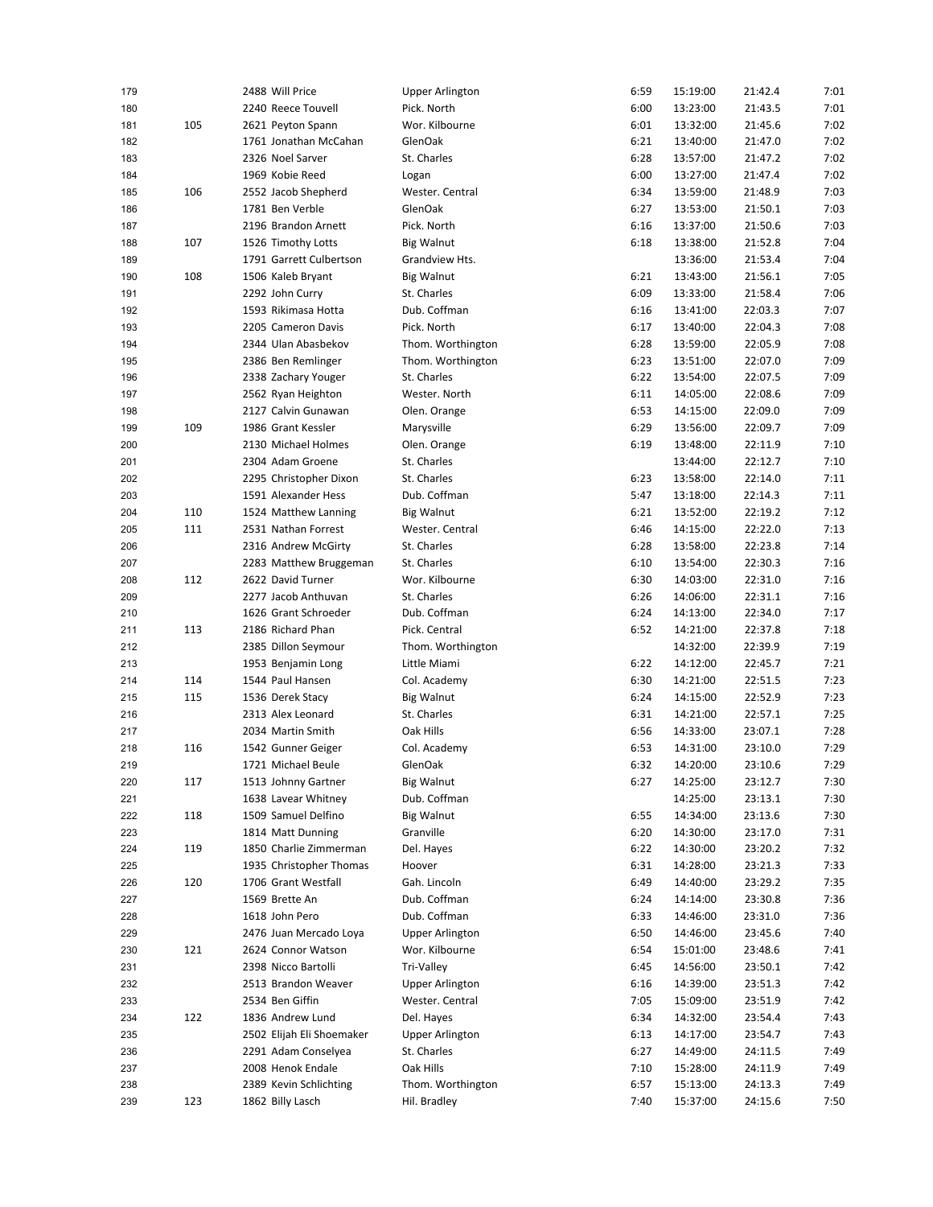| | | | | | | | |
|---|---|---|---|---|---|---|---|
| 179 | | 2488 Will Price | Upper Arlington | 6:59 | 15:19:00 | 21:42.4 | 7:01 |
| 180 | | 2240 Reece Touvell | Pick. North | 6:00 | 13:23:00 | 21:43.5 | 7:01 |
| 181 | 105 | 2621 Peyton Spann | Wor. Kilbourne | 6:01 | 13:32:00 | 21:45.6 | 7:02 |
| 182 | | 1761 Jonathan McCahan | GlenOak | 6:21 | 13:40:00 | 21:47.0 | 7:02 |
| 183 | | 2326 Noel Sarver | St. Charles | 6:28 | 13:57:00 | 21:47.2 | 7:02 |
| 184 | | 1969 Kobie Reed | Logan | 6:00 | 13:27:00 | 21:47.4 | 7:02 |
| 185 | 106 | 2552 Jacob Shepherd | Wester. Central | 6:34 | 13:59:00 | 21:48.9 | 7:03 |
| 186 | | 1781 Ben Verble | GlenOak | 6:27 | 13:53:00 | 21:50.1 | 7:03 |
| 187 | | 2196 Brandon Arnett | Pick. North | 6:16 | 13:37:00 | 21:50.6 | 7:03 |
| 188 | 107 | 1526 Timothy Lotts | Big Walnut | 6:18 | 13:38:00 | 21:52.8 | 7:04 |
| 189 | | 1791 Garrett Culbertson | Grandview Hts. | | 13:36:00 | 21:53.4 | 7:04 |
| 190 | 108 | 1506 Kaleb Bryant | Big Walnut | 6:21 | 13:43:00 | 21:56.1 | 7:05 |
| 191 | | 2292 John Curry | St. Charles | 6:09 | 13:33:00 | 21:58.4 | 7:06 |
| 192 | | 1593 Rikimasa Hotta | Dub. Coffman | 6:16 | 13:41:00 | 22:03.3 | 7:07 |
| 193 | | 2205 Cameron Davis | Pick. North | 6:17 | 13:40:00 | 22:04.3 | 7:08 |
| 194 | | 2344 Ulan Abasbekov | Thom. Worthington | 6:28 | 13:59:00 | 22:05.9 | 7:08 |
| 195 | | 2386 Ben Remlinger | Thom. Worthington | 6:23 | 13:51:00 | 22:07.0 | 7:09 |
| 196 | | 2338 Zachary Youger | St. Charles | 6:22 | 13:54:00 | 22:07.5 | 7:09 |
| 197 | | 2562 Ryan Heighton | Wester. North | 6:11 | 14:05:00 | 22:08.6 | 7:09 |
| 198 | | 2127 Calvin Gunawan | Olen. Orange | 6:53 | 14:15:00 | 22:09.0 | 7:09 |
| 199 | 109 | 1986 Grant Kessler | Marysville | 6:29 | 13:56:00 | 22:09.7 | 7:09 |
| 200 | | 2130 Michael Holmes | Olen. Orange | 6:19 | 13:48:00 | 22:11.9 | 7:10 |
| 201 | | 2304 Adam Groene | St. Charles | | 13:44:00 | 22:12.7 | 7:10 |
| 202 | | 2295 Christopher Dixon | St. Charles | 6:23 | 13:58:00 | 22:14.0 | 7:11 |
| 203 | | 1591 Alexander Hess | Dub. Coffman | 5:47 | 13:18:00 | 22:14.3 | 7:11 |
| 204 | 110 | 1524 Matthew Lanning | Big Walnut | 6:21 | 13:52:00 | 22:19.2 | 7:12 |
| 205 | 111 | 2531 Nathan Forrest | Wester. Central | 6:46 | 14:15:00 | 22:22.0 | 7:13 |
| 206 | | 2316 Andrew McGirty | St. Charles | 6:28 | 13:58:00 | 22:23.8 | 7:14 |
| 207 | | 2283 Matthew Bruggeman | St. Charles | 6:10 | 13:54:00 | 22:30.3 | 7:16 |
| 208 | 112 | 2622 David Turner | Wor. Kilbourne | 6:30 | 14:03:00 | 22:31.0 | 7:16 |
| 209 | | 2277 Jacob Anthuvan | St. Charles | 6:26 | 14:06:00 | 22:31.1 | 7:16 |
| 210 | | 1626 Grant Schroeder | Dub. Coffman | 6:24 | 14:13:00 | 22:34.0 | 7:17 |
| 211 | 113 | 2186 Richard Phan | Pick. Central | 6:52 | 14:21:00 | 22:37.8 | 7:18 |
| 212 | | 2385 Dillon Seymour | Thom. Worthington | | 14:32:00 | 22:39.9 | 7:19 |
| 213 | | 1953 Benjamin Long | Little Miami | 6:22 | 14:12:00 | 22:45.7 | 7:21 |
| 214 | 114 | 1544 Paul Hansen | Col. Academy | 6:30 | 14:21:00 | 22:51.5 | 7:23 |
| 215 | 115 | 1536 Derek Stacy | Big Walnut | 6:24 | 14:15:00 | 22:52.9 | 7:23 |
| 216 | | 2313 Alex Leonard | St. Charles | 6:31 | 14:21:00 | 22:57.1 | 7:25 |
| 217 | | 2034 Martin Smith | Oak Hills | 6:56 | 14:33:00 | 23:07.1 | 7:28 |
| 218 | 116 | 1542 Gunner Geiger | Col. Academy | 6:53 | 14:31:00 | 23:10.0 | 7:29 |
| 219 | | 1721 Michael Beule | GlenOak | 6:32 | 14:20:00 | 23:10.6 | 7:29 |
| 220 | 117 | 1513 Johnny Gartner | Big Walnut | 6:27 | 14:25:00 | 23:12.7 | 7:30 |
| 221 | | 1638 Lavear Whitney | Dub. Coffman | | 14:25:00 | 23:13.1 | 7:30 |
| 222 | 118 | 1509 Samuel Delfino | Big Walnut | 6:55 | 14:34:00 | 23:13.6 | 7:30 |
| 223 | | 1814 Matt Dunning | Granville | 6:20 | 14:30:00 | 23:17.0 | 7:31 |
| 224 | 119 | 1850 Charlie Zimmerman | Del. Hayes | 6:22 | 14:30:00 | 23:20.2 | 7:32 |
| 225 | | 1935 Christopher Thomas | Hoover | 6:31 | 14:28:00 | 23:21.3 | 7:33 |
| 226 | 120 | 1706 Grant Westfall | Gah. Lincoln | 6:49 | 14:40:00 | 23:29.2 | 7:35 |
| 227 | | 1569 Brette An | Dub. Coffman | 6:24 | 14:14:00 | 23:30.8 | 7:36 |
| 228 | | 1618 John Pero | Dub. Coffman | 6:33 | 14:46:00 | 23:31.0 | 7:36 |
| 229 | | 2476 Juan Mercado Loya | Upper Arlington | 6:50 | 14:46:00 | 23:45.6 | 7:40 |
| 230 | 121 | 2624 Connor Watson | Wor. Kilbourne | 6:54 | 15:01:00 | 23:48.6 | 7:41 |
| 231 | | 2398 Nicco Bartolli | Tri-Valley | 6:45 | 14:56:00 | 23:50.1 | 7:42 |
| 232 | | 2513 Brandon Weaver | Upper Arlington | 6:16 | 14:39:00 | 23:51.3 | 7:42 |
| 233 | | 2534 Ben Giffin | Wester. Central | 7:05 | 15:09:00 | 23:51.9 | 7:42 |
| 234 | 122 | 1836 Andrew Lund | Del. Hayes | 6:34 | 14:32:00 | 23:54.4 | 7:43 |
| 235 | | 2502 Elijah Eli Shoemaker | Upper Arlington | 6:13 | 14:17:00 | 23:54.7 | 7:43 |
| 236 | | 2291 Adam Conselyea | St. Charles | 6:27 | 14:49:00 | 24:11.5 | 7:49 |
| 237 | | 2008 Henok Endale | Oak Hills | 7:10 | 15:28:00 | 24:11.9 | 7:49 |
| 238 | | 2389 Kevin Schlichting | Thom. Worthington | 6:57 | 15:13:00 | 24:13.3 | 7:49 |
| 239 | 123 | 1862 Billy Lasch | Hil. Bradley | 7:40 | 15:37:00 | 24:15.6 | 7:50 |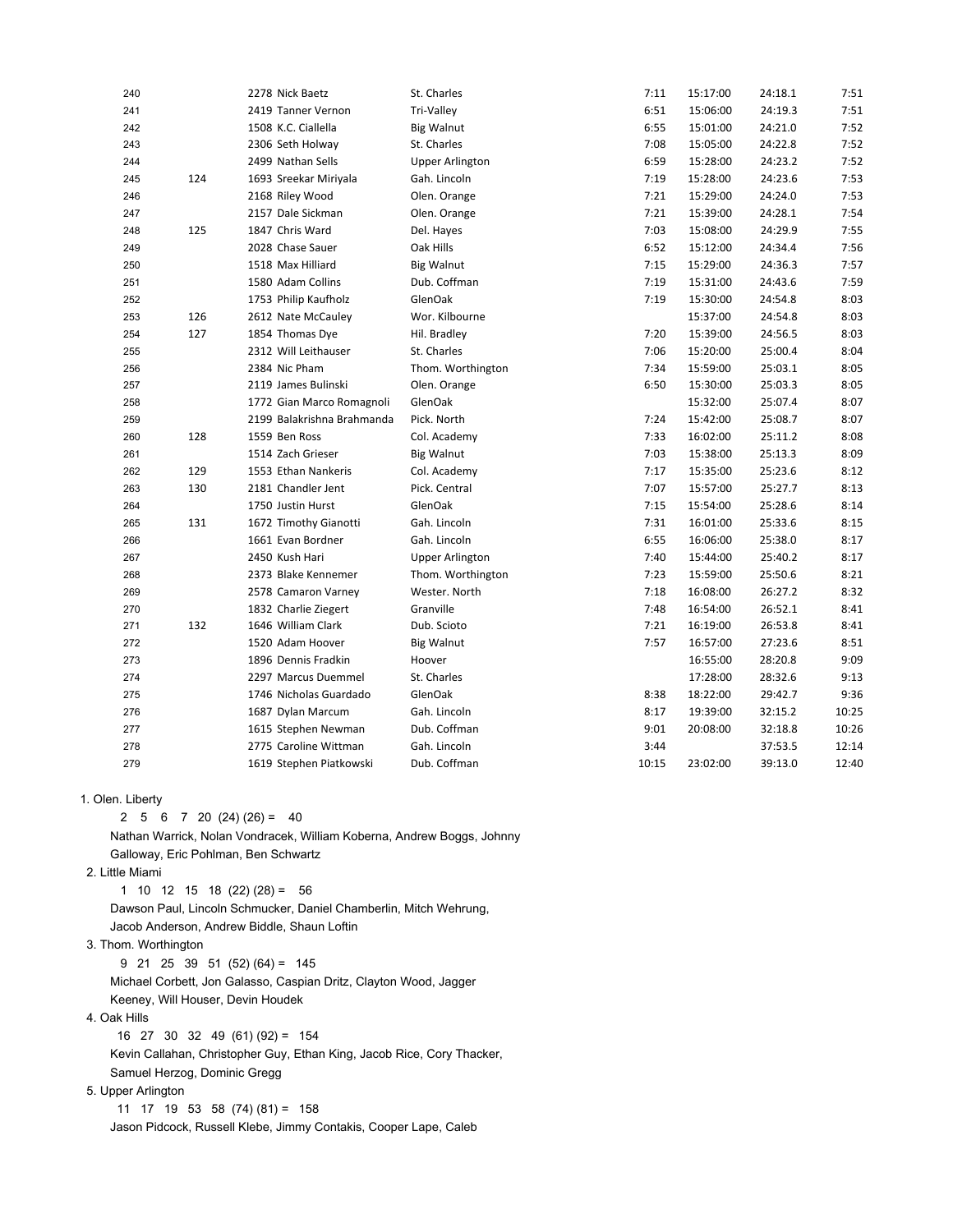| | | | | | | | |
|---|---|---|---|---|---|---|---|
| 240 | | 2278 Nick Baetz | St. Charles | 7:11 | 15:17:00 | 24:18.1 | 7:51 |
| 241 | | 2419 Tanner Vernon | Tri-Valley | 6:51 | 15:06:00 | 24:19.3 | 7:51 |
| 242 | | 1508 K.C. Ciallella | Big Walnut | 6:55 | 15:01:00 | 24:21.0 | 7:52 |
| 243 | | 2306 Seth Holway | St. Charles | 7:08 | 15:05:00 | 24:22.8 | 7:52 |
| 244 | | 2499 Nathan Sells | Upper Arlington | 6:59 | 15:28:00 | 24:23.2 | 7:52 |
| 245 | 124 | 1693 Sreekar Miriyala | Gah. Lincoln | 7:19 | 15:28:00 | 24:23.6 | 7:53 |
| 246 | | 2168 Riley Wood | Olen. Orange | 7:21 | 15:29:00 | 24:24.0 | 7:53 |
| 247 | | 2157 Dale Sickman | Olen. Orange | 7:21 | 15:39:00 | 24:28.1 | 7:54 |
| 248 | 125 | 1847 Chris Ward | Del. Hayes | 7:03 | 15:08:00 | 24:29.9 | 7:55 |
| 249 | | 2028 Chase Sauer | Oak Hills | 6:52 | 15:12:00 | 24:34.4 | 7:56 |
| 250 | | 1518 Max Hilliard | Big Walnut | 7:15 | 15:29:00 | 24:36.3 | 7:57 |
| 251 | | 1580 Adam Collins | Dub. Coffman | 7:19 | 15:31:00 | 24:43.6 | 7:59 |
| 252 | | 1753 Philip Kaufholz | GlenOak | 7:19 | 15:30:00 | 24:54.8 | 8:03 |
| 253 | 126 | 2612 Nate McCauley | Wor. Kilbourne | | 15:37:00 | 24:54.8 | 8:03 |
| 254 | 127 | 1854 Thomas Dye | Hil. Bradley | 7:20 | 15:39:00 | 24:56.5 | 8:03 |
| 255 | | 2312 Will Leithauser | St. Charles | 7:06 | 15:20:00 | 25:00.4 | 8:04 |
| 256 | | 2384 Nic Pham | Thom. Worthington | 7:34 | 15:59:00 | 25:03.1 | 8:05 |
| 257 | | 2119 James Bulinski | Olen. Orange | 6:50 | 15:30:00 | 25:03.3 | 8:05 |
| 258 | | 1772 Gian Marco Romagnoli | GlenOak | | 15:32:00 | 25:07.4 | 8:07 |
| 259 | | 2199 Balakrishna Brahmanda | Pick. North | 7:24 | 15:42:00 | 25:08.7 | 8:07 |
| 260 | 128 | 1559 Ben Ross | Col. Academy | 7:33 | 16:02:00 | 25:11.2 | 8:08 |
| 261 | | 1514 Zach Grieser | Big Walnut | 7:03 | 15:38:00 | 25:13.3 | 8:09 |
| 262 | 129 | 1553 Ethan Nankeris | Col. Academy | 7:17 | 15:35:00 | 25:23.6 | 8:12 |
| 263 | 130 | 2181 Chandler Jent | Pick. Central | 7:07 | 15:57:00 | 25:27.7 | 8:13 |
| 264 | | 1750 Justin Hurst | GlenOak | 7:15 | 15:54:00 | 25:28.6 | 8:14 |
| 265 | 131 | 1672 Timothy Gianotti | Gah. Lincoln | 7:31 | 16:01:00 | 25:33.6 | 8:15 |
| 266 | | 1661 Evan Bordner | Gah. Lincoln | 6:55 | 16:06:00 | 25:38.0 | 8:17 |
| 267 | | 2450 Kush Hari | Upper Arlington | 7:40 | 15:44:00 | 25:40.2 | 8:17 |
| 268 | | 2373 Blake Kennemer | Thom. Worthington | 7:23 | 15:59:00 | 25:50.6 | 8:21 |
| 269 | | 2578 Camaron Varney | Wester. North | 7:18 | 16:08:00 | 26:27.2 | 8:32 |
| 270 | | 1832 Charlie Ziegert | Granville | 7:48 | 16:54:00 | 26:52.1 | 8:41 |
| 271 | 132 | 1646 William Clark | Dub. Scioto | 7:21 | 16:19:00 | 26:53.8 | 8:41 |
| 272 | | 1520 Adam Hoover | Big Walnut | 7:57 | 16:57:00 | 27:23.6 | 8:51 |
| 273 | | 1896 Dennis Fradkin | Hoover | | 16:55:00 | 28:20.8 | 9:09 |
| 274 | | 2297 Marcus Duemmel | St. Charles | | 17:28:00 | 28:32.6 | 9:13 |
| 275 | | 1746 Nicholas Guardado | GlenOak | 8:38 | 18:22:00 | 29:42.7 | 9:36 |
| 276 | | 1687 Dylan Marcum | Gah. Lincoln | 8:17 | 19:39:00 | 32:15.2 | 10:25 |
| 277 | | 1615 Stephen Newman | Dub. Coffman | 9:01 | 20:08:00 | 32:18.8 | 10:26 |
| 278 | | 2775 Caroline Wittman | Gah. Lincoln | 3:44 | | 37:53.5 | 12:14 |
| 279 | | 1619 Stephen Piatkowski | Dub. Coffman | 10:15 | 23:02:00 | 39:13.0 | 12:40 |

1. Olen. Liberty
   2 5 6 7 20 (24) (26) = 40
   Nathan Warrick, Nolan Vondracek, William Koberna, Andrew Boggs, Johnny Galloway, Eric Pohlman, Ben Schwartz
2. Little Miami
   1 10 12 15 18 (22) (28) = 56
   Dawson Paul, Lincoln Schmucker, Daniel Chamberlin, Mitch Wehrung, Jacob Anderson, Andrew Biddle, Shaun Loftin
3. Thom. Worthington
   9 21 25 39 51 (52) (64) = 145
   Michael Corbett, Jon Galasso, Caspian Dritz, Clayton Wood, Jagger Keeney, Will Houser, Devin Houdek
4. Oak Hills
   16 27 30 32 49 (61) (92) = 154
   Kevin Callahan, Christopher Guy, Ethan King, Jacob Rice, Cory Thacker, Samuel Herzog, Dominic Gregg
5. Upper Arlington
   11 17 19 53 58 (74) (81) = 158
   Jason Pidcock, Russell Klebe, Jimmy Contakis, Cooper Lape, Caleb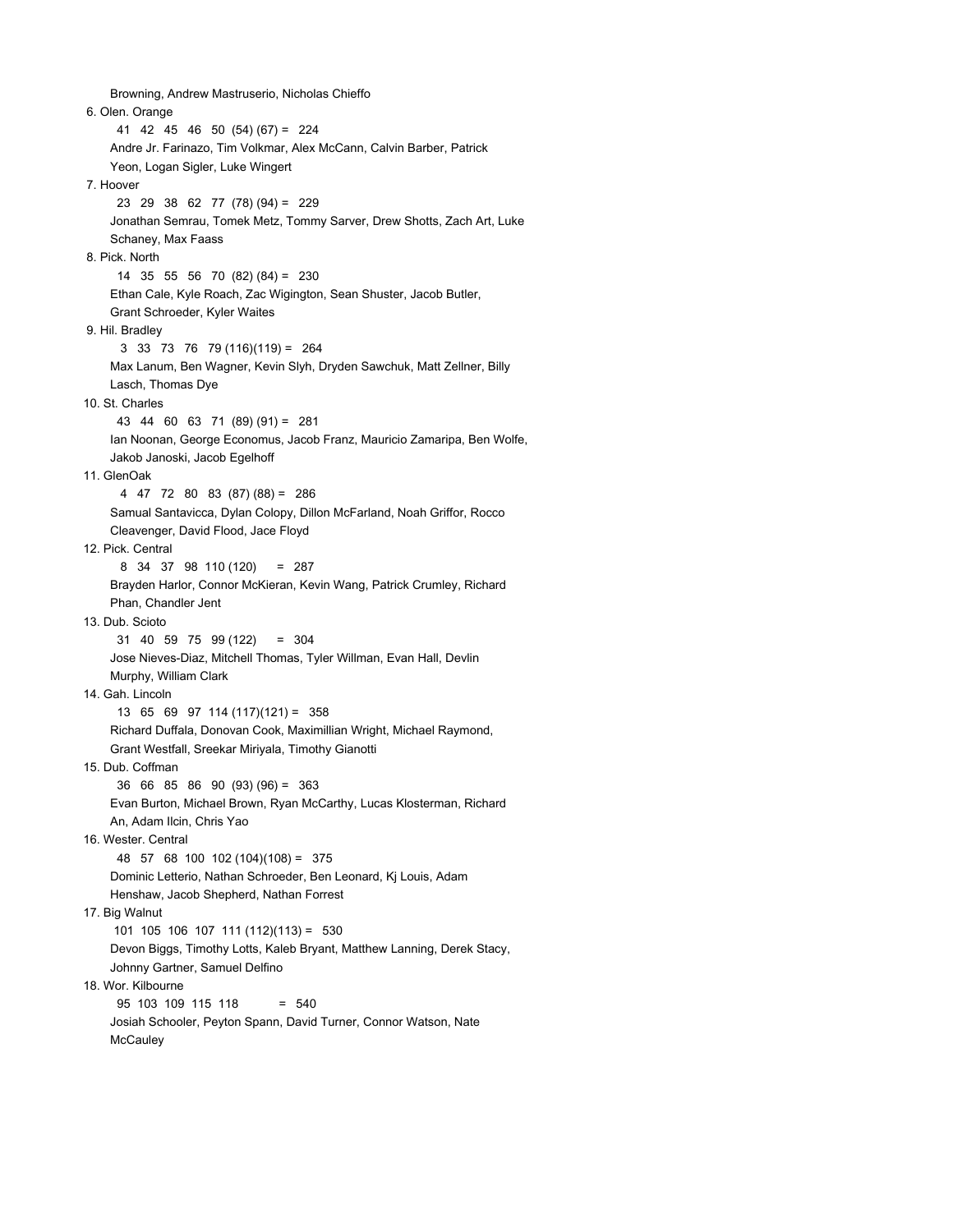Browning, Andrew Mastruserio, Nicholas Chieffo

6. Olen. Orange
   41 42 45 46 50 (54) (67) = 224
   Andre Jr. Farinazo, Tim Volkmar, Alex McCann, Calvin Barber, Patrick Yeon, Logan Sigler, Luke Wingert
7. Hoover
   23 29 38 62 77 (78) (94) = 229
   Jonathan Semrau, Tomek Metz, Tommy Sarver, Drew Shotts, Zach Art, Luke Schaney, Max Faass
8. Pick. North
   14 35 55 56 70 (82) (84) = 230
   Ethan Cale, Kyle Roach, Zac Wigington, Sean Shuster, Jacob Butler, Grant Schroeder, Kyler Waites
9. Hil. Bradley
   3 33 73 76 79 (116)(119) = 264
   Max Lanum, Ben Wagner, Kevin Slyh, Dryden Sawchuk, Matt Zellner, Billy Lasch, Thomas Dye
10. St. Charles
   43 44 60 63 71 (89) (91) = 281
   Ian Noonan, George Economus, Jacob Franz, Mauricio Zamaripa, Ben Wolfe, Jakob Janoski, Jacob Egelhoff
11. GlenOak
   4 47 72 80 83 (87) (88) = 286
   Samual Santavicca, Dylan Colopy, Dillon McFarland, Noah Griffor, Rocco Cleavenger, David Flood, Jace Floyd
12. Pick. Central
   8 34 37 98 110 (120) = 287
   Brayden Harlor, Connor McKieran, Kevin Wang, Patrick Crumley, Richard Phan, Chandler Jent
13. Dub. Scioto
   31 40 59 75 99 (122) = 304
   Jose Nieves-Diaz, Mitchell Thomas, Tyler Willman, Evan Hall, Devlin Murphy, William Clark
14. Gah. Lincoln
   13 65 69 97 114 (117)(121) = 358
   Richard Duffala, Donovan Cook, Maximillian Wright, Michael Raymond, Grant Westfall, Sreekar Miriyala, Timothy Gianotti
15. Dub. Coffman
   36 66 85 86 90 (93) (96) = 363
   Evan Burton, Michael Brown, Ryan McCarthy, Lucas Klosterman, Richard An, Adam Ilcin, Chris Yao
16. Wester. Central
   48 57 68 100 102 (104)(108) = 375
   Dominic Letterio, Nathan Schroeder, Ben Leonard, Kj Louis, Adam Henshaw, Jacob Shepherd, Nathan Forrest
17. Big Walnut
   101 105 106 107 111 (112)(113) = 530
   Devon Biggs, Timothy Lotts, Kaleb Bryant, Matthew Lanning, Derek Stacy, Johnny Gartner, Samuel Delfino
18. Wor. Kilbourne
   95 103 109 115 118 = 540
   Josiah Schooler, Peyton Spann, David Turner, Connor Watson, Nate McCauley